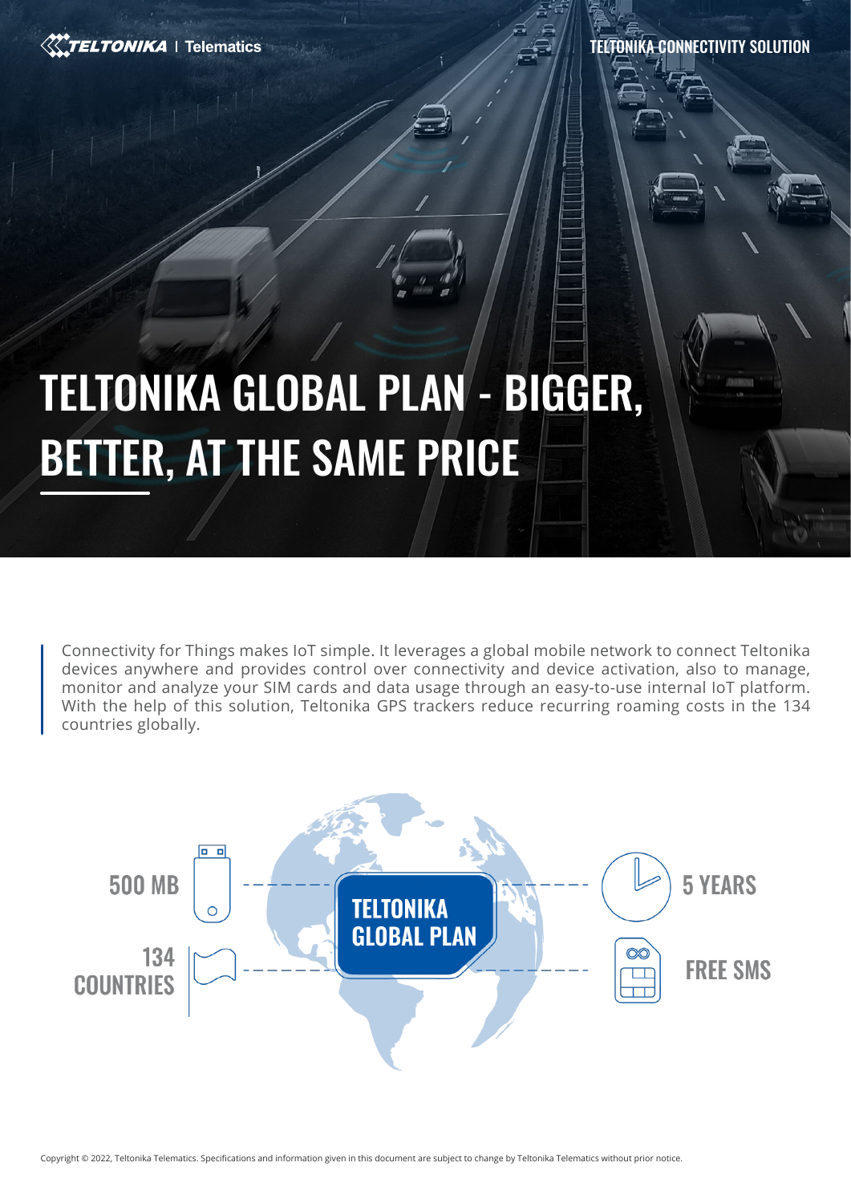TELTONIKA | Telematics

TELTONIKA CONNECTIVITY SOLUTION

# TELTONIKA GLOBAL PLAN - BIGGER, BETTER, AT THE SAME PRICE

Connectivity for Things makes IoT simple. It leverages a global mobile network to connect Teltonika devices anywhere and provides control over connectivity and device activation, also to manage, monitor and analyze your SIM cards and data usage through an easy-to-use internal IoT platform. With the help of this solution, Teltonika GPS trackers reduce recurring roaming costs in the 134 countries globally.

**TELTONIKA GLOBAL PLAN**

- 500 MB
- 134 COUNTRIES
- 5 YEARS
- FREE SMS

Copyright © 2022, Teltonika Telematics. Specifications and information given in this document are subject to change by Teltonika Telematics without prior notice.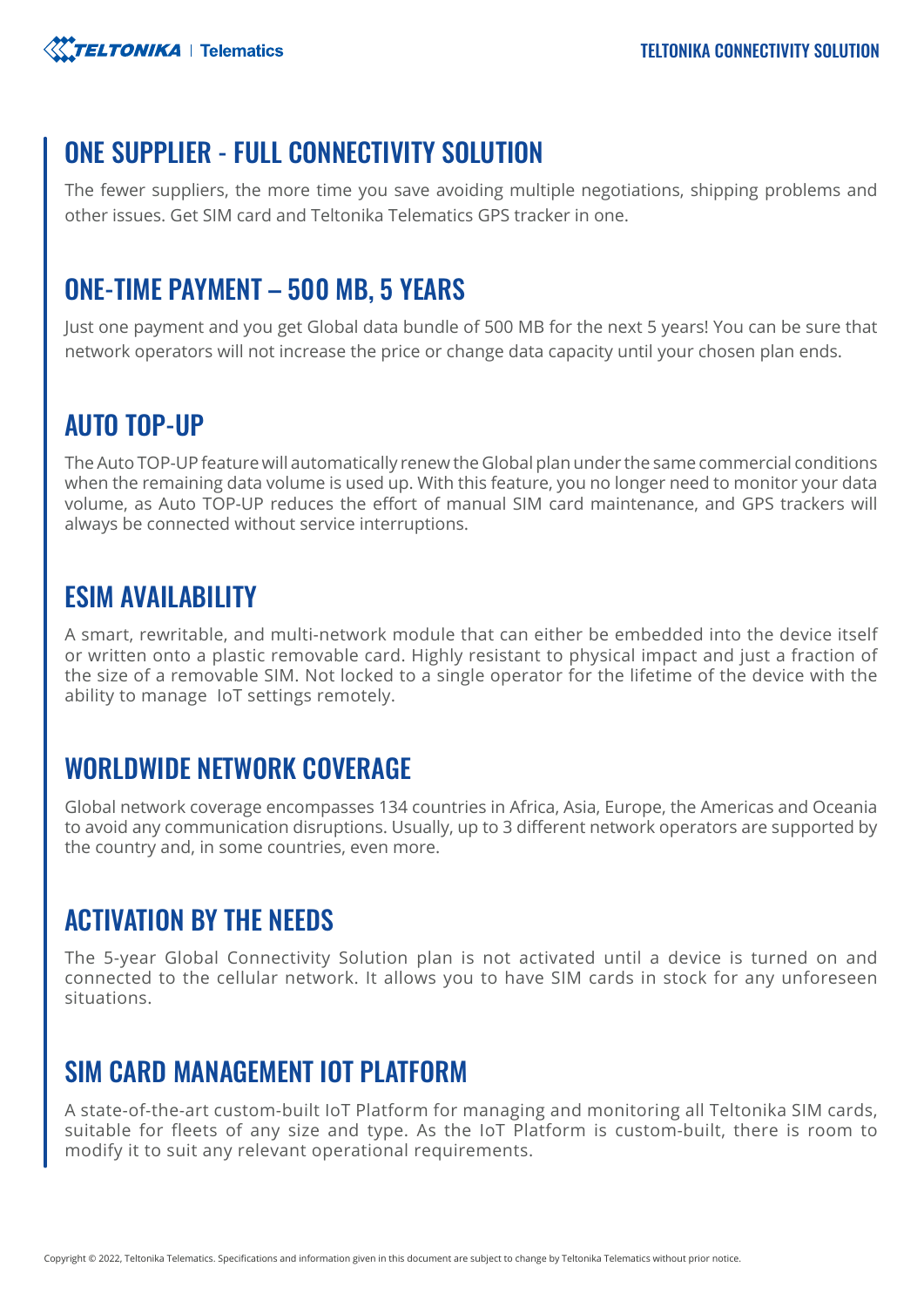## ONE SUPPLIER - FULL CONNECTIVITY SOLUTION

The fewer suppliers, the more time you save avoiding multiple negotiations, shipping problems and other issues. Get SIM card and Teltonika Telematics GPS tracker in one.

## ONE-TIME PAYMENT – 500 MB, 5 YEARS

Just one payment and you get Global data bundle of 500 MB for the next 5 years! You can be sure that network operators will not increase the price or change data capacity until your chosen plan ends.

## AUTO TOP-UP

The Auto TOP-UP feature will automatically renew the Global plan under the same commercial conditions when the remaining data volume is used up. With this feature, you no longer need to monitor your data volume, as Auto TOP-UP reduces the effort of manual SIM card maintenance, and GPS trackers will always be connected without service interruptions.

## ESIM AVAILABILITY

A smart, rewritable, and multi-network module that can either be embedded into the device itself or written onto a plastic removable card. Highly resistant to physical impact and just a fraction of the size of a removable SIM. Not locked to a single operator for the lifetime of the device with the ability to manage IoT settings remotely.

## WORLDWIDE NETWORK COVERAGE

Global network coverage encompasses 134 countries in Africa, Asia, Europe, the Americas and Oceania to avoid any communication disruptions. Usually, up to 3 different network operators are supported by the country and, in some countries, even more.

## ACTIVATION BY THE NEEDS

The 5-year Global Connectivity Solution plan is not activated until a device is turned on and connected to the cellular network. It allows you to have SIM cards in stock for any unforeseen situations.

## SIM CARD MANAGEMENT IOT PLATFORM

A state-of-the-art custom-built IoT Platform for managing and monitoring all Teltonika SIM cards, suitable for fleets of any size and type. As the IoT Platform is custom-built, there is room to modify it to suit any relevant operational requirements.

Copyright © 2022, Teltonika Telematics. Specifications and information given in this document are subject to change by Teltonika Telematics without prior notice.